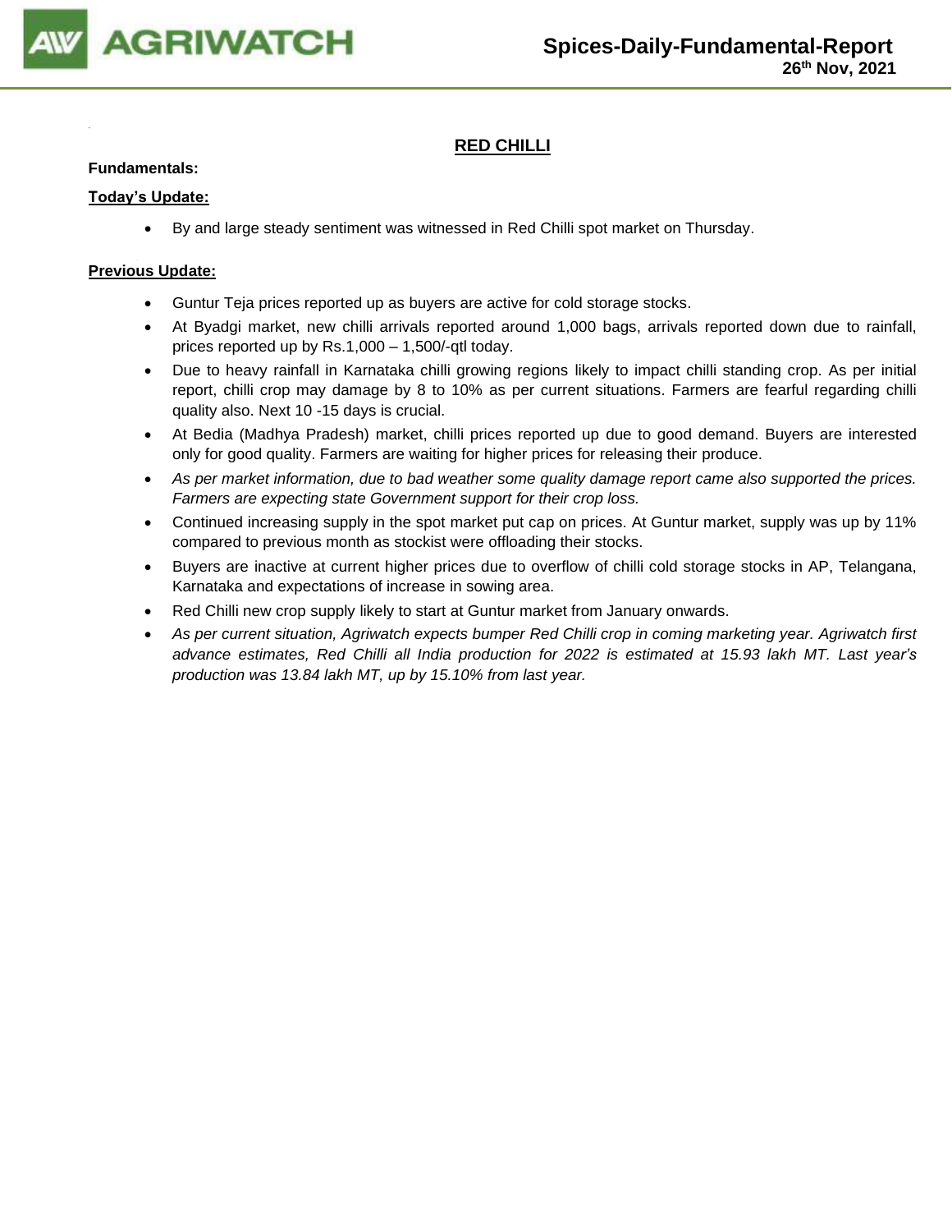# RED CHILLI

**Fundamentals:**

**Today's Update:**

- By and large steady sentiment was witnessed in Red Chilli spot market on Thursday.

**Previous Update:**

- Guntur Teja prices reported up as buyers are active for cold storage stocks.
- At Byadgi market, new chilli arrivals reported around 1,000 bags, arrivals reported down due to rainfall, prices reported up by Rs.1,000 – 1,500/-qtl today.
- Due to heavy rainfall in Karnataka chilli growing regions likely to impact chilli standing crop. As per initial report, chilli crop may damage by 8 to 10% as per current situations. Farmers are fearful regarding chilli quality also. Next 10 -15 days is crucial.
- At Bedia (Madhya Pradesh) market, chilli prices reported up due to good demand. Buyers are interested only for good quality. Farmers are waiting for higher prices for releasing their produce.
- *As per market information, due to bad weather some quality damage report came also supported the prices. Farmers are expecting state Government support for their crop loss.*
- Continued increasing supply in the spot market put cap on prices. At Guntur market, supply was up by 11% compared to previous month as stockist were offloading their stocks.
- Buyers are inactive at current higher prices due to overflow of chilli cold storage stocks in AP, Telangana, Karnataka and expectations of increase in sowing area.
- Red Chilli new crop supply likely to start at Guntur market from January onwards.
- *As per current situation, Agriwatch expects bumper Red Chilli crop in coming marketing year. Agriwatch first advance estimates, Red Chilli all India production for 2022 is estimated at 15.93 lakh MT. Last year's production was 13.84 lakh MT, up by 15.10% from last year.*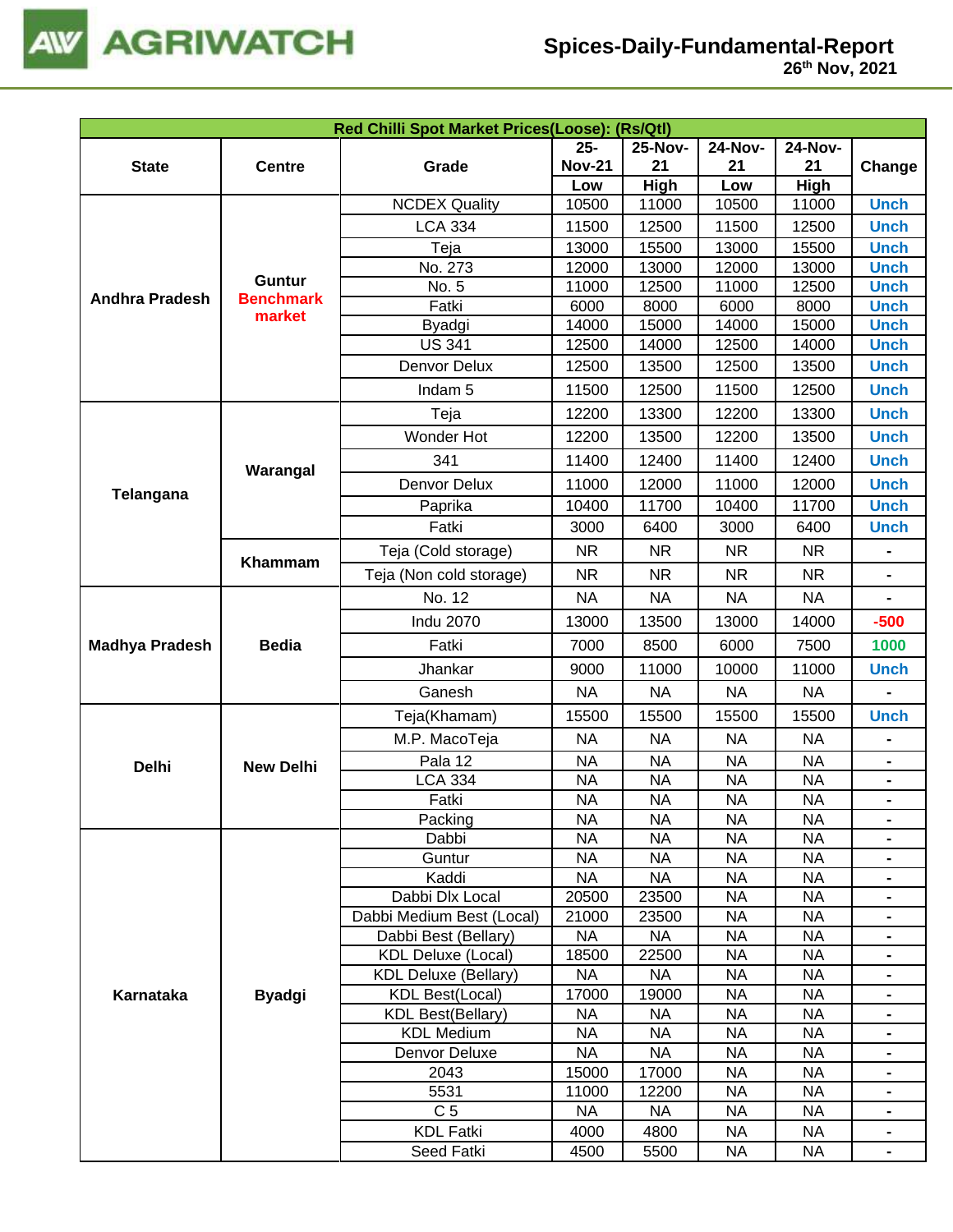| Red Chilli Spot Market Prices(Loose): (Rs/Qtl) | | | | | | | |
|---|---|---|---|---|---|---|---|
| State | Centre | Grade | 25-Nov-21 Low | 25-Nov-21 High | 24-Nov-21 Low | 24-Nov-21 High | Change |
| Andhra Pradesh | Guntur Benchmark market | NCDEX Quality | 10500 | 11000 | 10500 | 11000 | Unch |
| | | LCA 334 | 11500 | 12500 | 11500 | 12500 | Unch |
| | | Teja | 13000 | 15500 | 13000 | 15500 | Unch |
| | | No. 273 | 12000 | 13000 | 12000 | 13000 | Unch |
| | | No. 5 | 11000 | 12500 | 11000 | 12500 | Unch |
| | | Fatki | 6000 | 8000 | 6000 | 8000 | Unch |
| | | Byadgi | 14000 | 15000 | 14000 | 15000 | Unch |
| | | US 341 | 12500 | 14000 | 12500 | 14000 | Unch |
| | | Denvor Delux | 12500 | 13500 | 12500 | 13500 | Unch |
| | | Indam 5 | 11500 | 12500 | 11500 | 12500 | Unch |
| Telangana | Warangal | Teja | 12200 | 13300 | 12200 | 13300 | Unch |
| | | Wonder Hot | 12200 | 13500 | 12200 | 13500 | Unch |
| | | 341 | 11400 | 12400 | 11400 | 12400 | Unch |
| | | Denvor Delux | 11000 | 12000 | 11000 | 12000 | Unch |
| | | Paprika | 10400 | 11700 | 10400 | 11700 | Unch |
| | | Fatki | 3000 | 6400 | 3000 | 6400 | Unch |
| | Khammam | Teja (Cold storage) | NR | NR | NR | NR | - |
| | | Teja (Non cold storage) | NR | NR | NR | NR | - |
| Madhya Pradesh | Bedia | No. 12 | NA | NA | NA | NA | - |
| | | Indu 2070 | 13000 | 13500 | 13000 | 14000 | -500 |
| | | Fatki | 7000 | 8500 | 6000 | 7500 | 1000 |
| | | Jhankar | 9000 | 11000 | 10000 | 11000 | Unch |
| | | Ganesh | NA | NA | NA | NA | - |
| Delhi | New Delhi | Teja(Khamam) | 15500 | 15500 | 15500 | 15500 | Unch |
| | | M.P. MacoTeja | NA | NA | NA | NA | - |
| | | Pala 12 | NA | NA | NA | NA | - |
| | | LCA 334 | NA | NA | NA | NA | - |
| | | Fatki | NA | NA | NA | NA | - |
| | | Packing | NA | NA | NA | NA | - |
| Karnataka | Byadgi | Dabbi | NA | NA | NA | NA | - |
| | | Guntur | NA | NA | NA | NA | - |
| | | Kaddi | NA | NA | NA | NA | - |
| | | Dabbi Dlx Local | 20500 | 23500 | NA | NA | - |
| | | Dabbi Medium Best (Local) | 21000 | 23500 | NA | NA | - |
| | | Dabbi Best (Bellary) | NA | NA | NA | NA | - |
| | | KDL Deluxe (Local) | 18500 | 22500 | NA | NA | - |
| | | KDL Deluxe (Bellary) | NA | NA | NA | NA | - |
| | | KDL Best(Local) | 17000 | 19000 | NA | NA | - |
| | | KDL Best(Bellary) | NA | NA | NA | NA | - |
| | | KDL Medium | NA | NA | NA | NA | - |
| | | Denvor Deluxe | NA | NA | NA | NA | - |
| | | 2043 | 15000 | 17000 | NA | NA | - |
| | | 5531 | 11000 | 12200 | NA | NA | - |
| | | C 5 | NA | NA | NA | NA | - |
| | | KDL Fatki | 4000 | 4800 | NA | NA | - |
| | | Seed Fatki | 4500 | 5500 | NA | NA | - |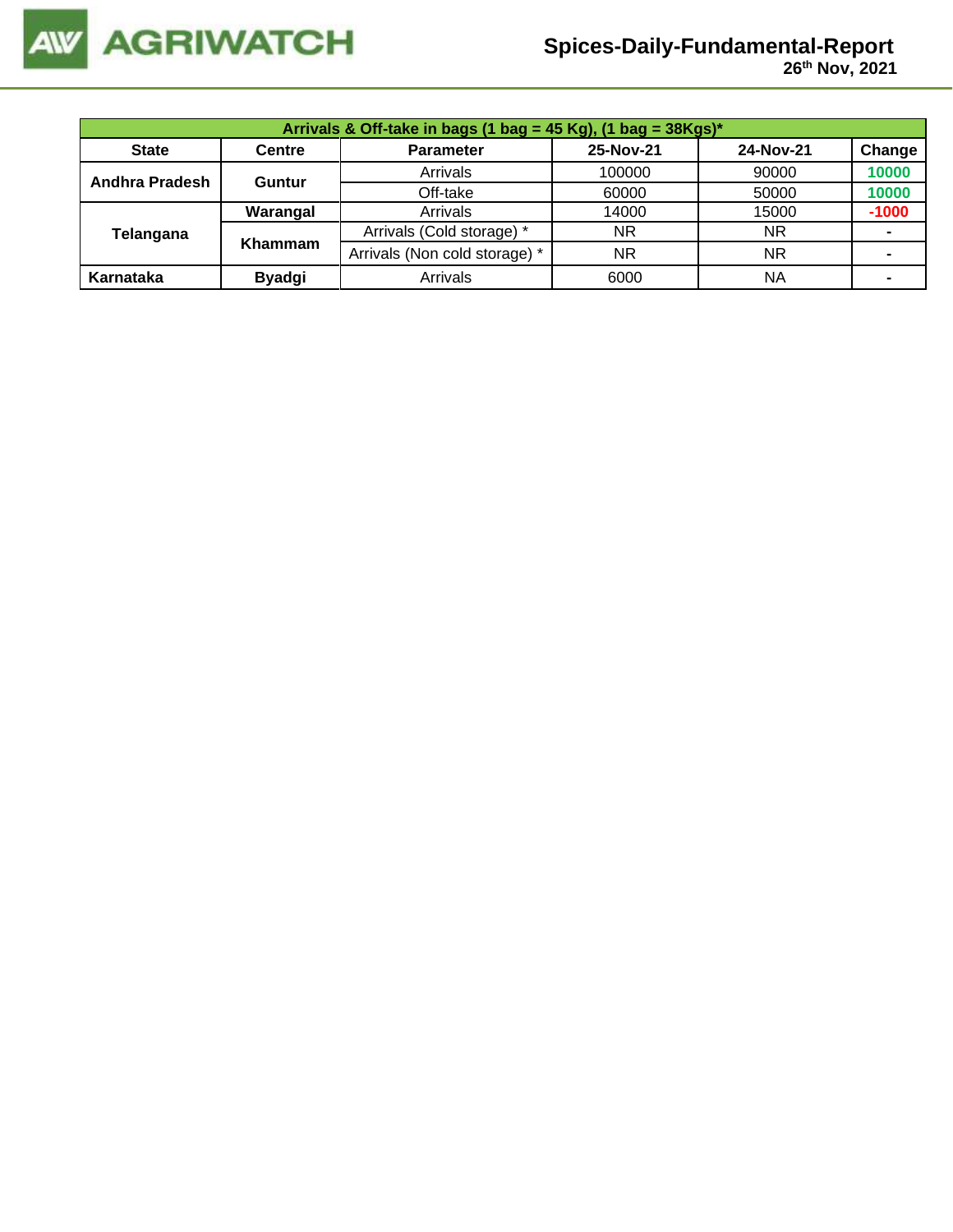| Arrivals & Off-take in bags (1 bag = 45 Kg), (1 bag = 38Kgs)* | | | | | |
|---|---|---|---|---|---|
| **State** | **Centre** | **Parameter** | **25-Nov-21** | **24-Nov-21** | **Change** |
| **Andhra Pradesh** | **Guntur** | Arrivals | 100000 | 90000 | 10000 |
| | | Off-take | 60000 | 50000 | 10000 |
| **Telangana** | **Warangal** | Arrivals | 14000 | 15000 | -1000 |
| | **Khammam** | Arrivals (Cold storage) * | NR | NR | - |
| | | Arrivals (Non cold storage) * | NR | NR | - |
| **Karnataka** | **Byadgi** | Arrivals | 6000 | NA | - |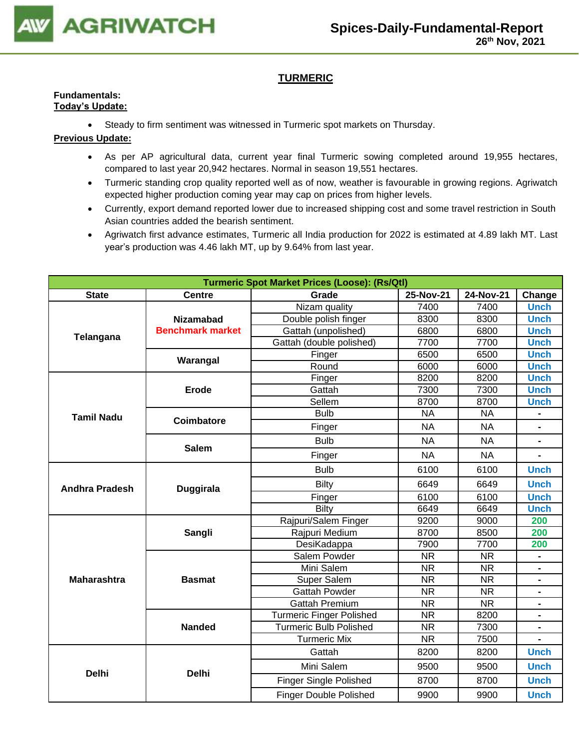## TURMERIC

**Fundamentals:**

**Today's Update:**

- Steady to firm sentiment was witnessed in Turmeric spot markets on Thursday.

**Previous Update:**

- As per AP agricultural data, current year final Turmeric sowing completed around 19,955 hectares, compared to last year 20,942 hectares. Normal in season 19,551 hectares.
- Turmeric standing crop quality reported well as of now, weather is favourable in growing regions. Agriwatch expected higher production coming year may cap on prices from higher levels.
- Currently, export demand reported lower due to increased shipping cost and some travel restriction in South Asian countries added the bearish sentiment.
- Agriwatch first advance estimates, Turmeric all India production for 2022 is estimated at 4.89 lakh MT. Last year's production was 4.46 lakh MT, up by 9.64% from last year.

| Turmeric Spot Market Prices (Loose): (Rs/Qtl) | | | | | |
|---|---|---|---|---|---|
| **State** | **Centre** | **Grade** | **25-Nov-21** | **24-Nov-21** | **Change** |
| Telangana | Nizamabad Benchmark market | Nizam quality | 7400 | 7400 | Unch |
| | | Double polish finger | 8300 | 8300 | Unch |
| | | Gattah (unpolished) | 6800 | 6800 | Unch |
| | | Gattah (double polished) | 7700 | 7700 | Unch |
| | Warangal | Finger | 6500 | 6500 | Unch |
| | | Round | 6000 | 6000 | Unch |
| Tamil Nadu | Erode | Finger | 8200 | 8200 | Unch |
| | | Gattah | 7300 | 7300 | Unch |
| | | Sellem | 8700 | 8700 | Unch |
| | Coimbatore | Bulb | NA | NA | - |
| | | Finger | NA | NA | - |
| | Salem | Bulb | NA | NA | - |
| | | Finger | NA | NA | - |
| Andhra Pradesh | Duggirala | Bulb | 6100 | 6100 | Unch |
| | | Bilty | 6649 | 6649 | Unch |
| | | Finger | 6100 | 6100 | Unch |
| | | Bilty | 6649 | 6649 | Unch |
| Maharashtra | Sangli | Rajpuri/Salem Finger | 9200 | 9000 | 200 |
| | | Rajpuri Medium | 8700 | 8500 | 200 |
| | | DesiKadappa | 7900 | 7700 | 200 |
| | Basmat | Salem Powder | NR | NR | - |
| | | Mini Salem | NR | NR | - |
| | | Super Salem | NR | NR | - |
| | | Gattah Powder | NR | NR | - |
| | | Gattah Premium | NR | NR | - |
| | Nanded | Turmeric Finger Polished | NR | 8200 | - |
| | | Turmeric Bulb Polished | NR | 7300 | - |
| | | Turmeric Mix | NR | 7500 | - |
| Delhi | Delhi | Gattah | 8200 | 8200 | Unch |
| | | Mini Salem | 9500 | 9500 | Unch |
| | | Finger Single Polished | 8700 | 8700 | Unch |
| | | Finger Double Polished | 9900 | 9900 | Unch |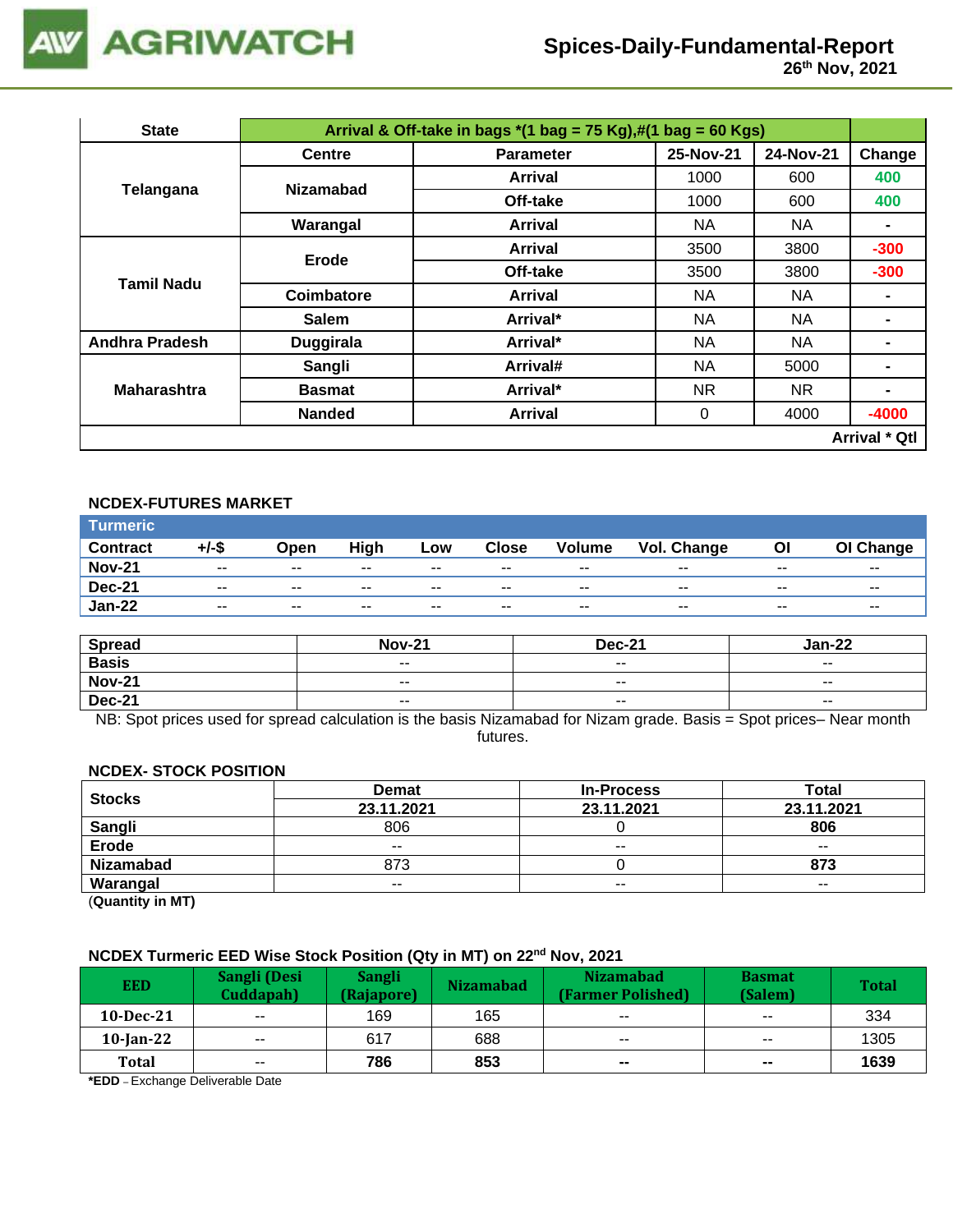# Spices-Daily-Fundamental-Report

26th Nov, 2021

| State | Arrival & Off-take in bags *(1 bag = 75 Kg),#(1 bag = 60 Kgs) | | | | |
|---|---|---|---|---|---|
| | Centre | Parameter | 25-Nov-21 | 24-Nov-21 | Change |
| Telangana | Nizamabad | Arrival | 1000 | 600 | 400 |
| | | Off-take | 1000 | 600 | 400 |
| | Warangal | Arrival | NA | NA | - |
| Tamil Nadu | Erode | Arrival | 3500 | 3800 | -300 |
| | | Off-take | 3500 | 3800 | -300 |
| | Coimbatore | Arrival | NA | NA | - |
| | Salem | Arrival* | NA | NA | - |
| Andhra Pradesh | Duggirala | Arrival* | NA | NA | - |
| Maharashtra | Sangli | Arrival# | NA | 5000 | - |
| | Basmat | Arrival* | NR | NR | - |
| | Nanded | Arrival | 0 | 4000 | -4000 |
| | | | | | Arrival * Qtl |

## NCDEX-FUTURES MARKET

**Turmeric**

| Contract | +/-$ | Open | High | Low | Close | Volume | Vol. Change | OI | OI Change |
|---|---|---|---|---|---|---|---|---|---|
| Nov-21 | -- | -- | -- | -- | -- | -- | -- | -- | -- |
| Dec-21 | -- | -- | -- | -- | -- | -- | -- | -- | -- |
| Jan-22 | -- | -- | -- | -- | -- | -- | -- | -- | -- |

| Spread | Nov-21 | Dec-21 | Jan-22 |
|---|---|---|---|
| Basis | -- | -- | -- |
| Nov-21 | -- | -- | -- |
| Dec-21 | -- | -- | -- |

NB: Spot prices used for spread calculation is the basis Nizamabad for Nizam grade. Basis = Spot prices– Near month futures.

## NCDEX- STOCK POSITION

| Stocks | Demat | In-Process | Total |
|---|---|---|---|
| | 23.11.2021 | 23.11.2021 | 23.11.2021 |
| Sangli | 806 | 0 | **806** |
| Erode | -- | -- | -- |
| Nizamabad | 873 | 0 | **873** |
| Warangal | -- | -- | -- |

(**Quantity in MT)**

## NCDEX Turmeric EED Wise Stock Position (Qty in MT) on 22nd Nov, 2021

| EED | Sangli (Desi Cuddapah) | Sangli (Rajapore) | Nizamabad | Nizamabad (Farmer Polished) | Basmat (Salem) | Total |
|---|---|---|---|---|---|---|
| 10-Dec-21 | -- | 169 | 165 | -- | -- | 334 |
| 10-Jan-22 | -- | 617 | 688 | -- | -- | 1305 |
| **Total** | -- | **786** | **853** | **--** | **--** | **1639** |

***EDD** – Exchange Deliverable Date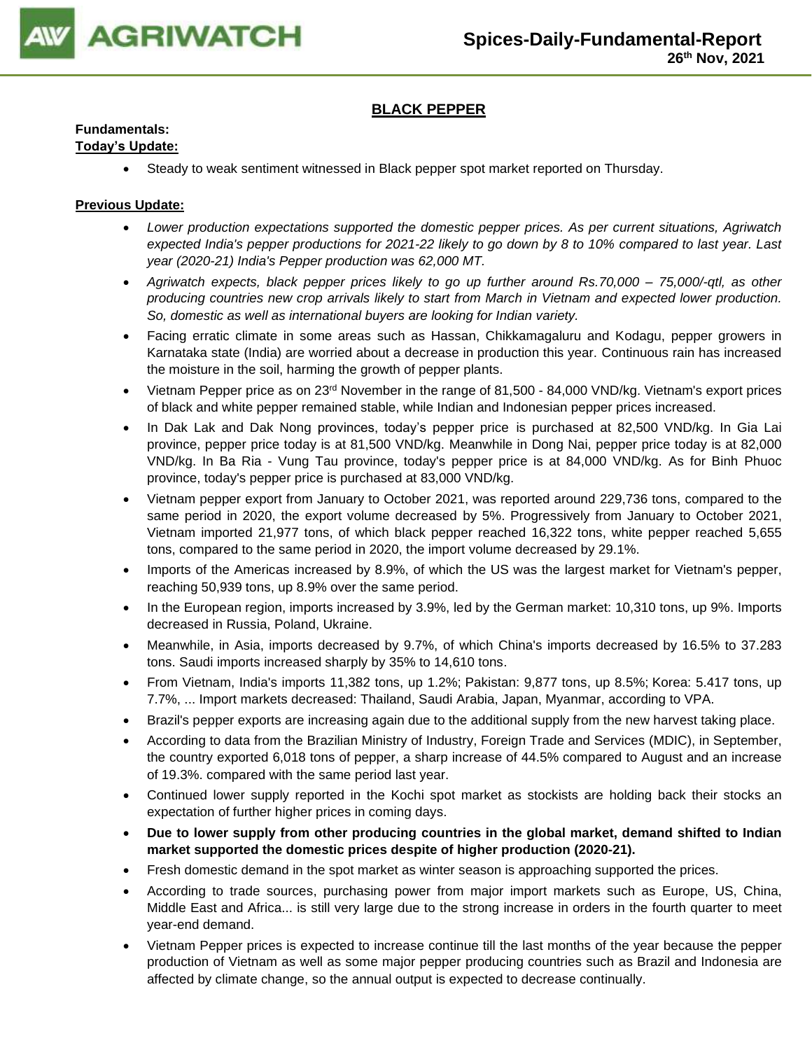## BLACK PEPPER

**Fundamentals:**

**Today's Update:**

- Steady to weak sentiment witnessed in Black pepper spot market reported on Thursday.

**Previous Update:**

- *Lower production expectations supported the domestic pepper prices. As per current situations, Agriwatch expected India's pepper productions for 2021-22 likely to go down by 8 to 10% compared to last year. Last year (2020-21) India's Pepper production was 62,000 MT.*
- *Agriwatch expects, black pepper prices likely to go up further around Rs.70,000 – 75,000/-qtl, as other producing countries new crop arrivals likely to start from March in Vietnam and expected lower production. So, domestic as well as international buyers are looking for Indian variety.*
- Facing erratic climate in some areas such as Hassan, Chikkamagaluru and Kodagu, pepper growers in Karnataka state (India) are worried about a decrease in production this year. Continuous rain has increased the moisture in the soil, harming the growth of pepper plants.
- Vietnam Pepper price as on 23rd November in the range of 81,500 - 84,000 VND/kg. Vietnam's export prices of black and white pepper remained stable, while Indian and Indonesian pepper prices increased.
- In Dak Lak and Dak Nong provinces, today's pepper price is purchased at 82,500 VND/kg. In Gia Lai province, pepper price today is at 81,500 VND/kg. Meanwhile in Dong Nai, pepper price today is at 82,000 VND/kg. In Ba Ria - Vung Tau province, today's pepper price is at 84,000 VND/kg. As for Binh Phuoc province, today's pepper price is purchased at 83,000 VND/kg.
- Vietnam pepper export from January to October 2021, was reported around 229,736 tons, compared to the same period in 2020, the export volume decreased by 5%. Progressively from January to October 2021, Vietnam imported 21,977 tons, of which black pepper reached 16,322 tons, white pepper reached 5,655 tons, compared to the same period in 2020, the import volume decreased by 29.1%.
- Imports of the Americas increased by 8.9%, of which the US was the largest market for Vietnam's pepper, reaching 50,939 tons, up 8.9% over the same period.
- In the European region, imports increased by 3.9%, led by the German market: 10,310 tons, up 9%. Imports decreased in Russia, Poland, Ukraine.
- Meanwhile, in Asia, imports decreased by 9.7%, of which China's imports decreased by 16.5% to 37.283 tons. Saudi imports increased sharply by 35% to 14,610 tons.
- From Vietnam, India's imports 11,382 tons, up 1.2%; Pakistan: 9,877 tons, up 8.5%; Korea: 5.417 tons, up 7.7%, ... Import markets decreased: Thailand, Saudi Arabia, Japan, Myanmar, according to VPA.
- Brazil's pepper exports are increasing again due to the additional supply from the new harvest taking place.
- According to data from the Brazilian Ministry of Industry, Foreign Trade and Services (MDIC), in September, the country exported 6,018 tons of pepper, a sharp increase of 44.5% compared to August and an increase of 19.3%. compared with the same period last year.
- Continued lower supply reported in the Kochi spot market as stockists are holding back their stocks an expectation of further higher prices in coming days.
- **Due to lower supply from other producing countries in the global market, demand shifted to Indian market supported the domestic prices despite of higher production (2020-21).**
- Fresh domestic demand in the spot market as winter season is approaching supported the prices.
- According to trade sources, purchasing power from major import markets such as Europe, US, China, Middle East and Africa... is still very large due to the strong increase in orders in the fourth quarter to meet year-end demand.
- Vietnam Pepper prices is expected to increase continue till the last months of the year because the pepper production of Vietnam as well as some major pepper producing countries such as Brazil and Indonesia are affected by climate change, so the annual output is expected to decrease continually.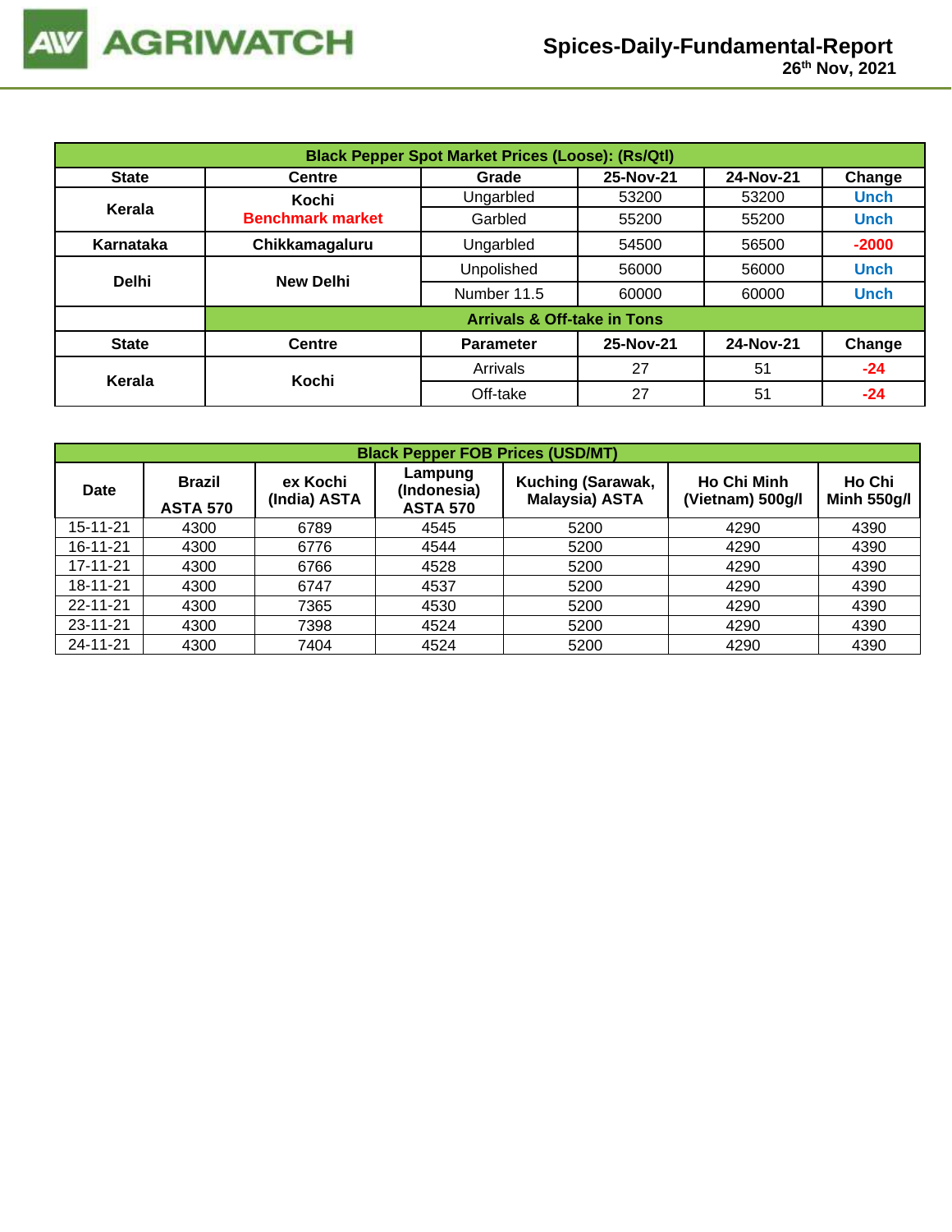| Black Pepper Spot Market Prices (Loose): (Rs/Qtl) | | | | | |
|---|---|---|---|---|---|
| **State** | **Centre** | **Grade** | **25-Nov-21** | **24-Nov-21** | **Change** |
| **Kerala** | **Kochi** **Benchmark market** | Ungarbled | 53200 | 53200 | **Unch** |
| | | Garbled | 55200 | 55200 | **Unch** |
| **Karnataka** | **Chikkamagaluru** | Ungarbled | 54500 | 56500 | **-2000** |
| **Delhi** | **New Delhi** | Unpolished | 56000 | 56000 | **Unch** |
| | | Number 11.5 | 60000 | 60000 | **Unch** |
| | **Arrivals & Off-take in Tons** | | | | |
| **State** | **Centre** | **Parameter** | **25-Nov-21** | **24-Nov-21** | **Change** |
| **Kerala** | **Kochi** | Arrivals | 27 | 51 | **-24** |
| | | Off-take | 27 | 51 | **-24** |

| Black Pepper FOB Prices (USD/MT) | | | | | | |
|---|---|---|---|---|---|---|
| **Date** | **Brazil ASTA 570** | **ex Kochi (India) ASTA** | **Lampung (Indonesia) ASTA 570** | **Kuching (Sarawak, Malaysia) ASTA** | **Ho Chi Minh (Vietnam) 500g/l** | **Ho Chi Minh 550g/l** |
| 15-11-21 | 4300 | 6789 | 4545 | 5200 | 4290 | 4390 |
| 16-11-21 | 4300 | 6776 | 4544 | 5200 | 4290 | 4390 |
| 17-11-21 | 4300 | 6766 | 4528 | 5200 | 4290 | 4390 |
| 18-11-21 | 4300 | 6747 | 4537 | 5200 | 4290 | 4390 |
| 22-11-21 | 4300 | 7365 | 4530 | 5200 | 4290 | 4390 |
| 23-11-21 | 4300 | 7398 | 4524 | 5200 | 4290 | 4390 |
| 24-11-21 | 4300 | 7404 | 4524 | 5200 | 4290 | 4390 |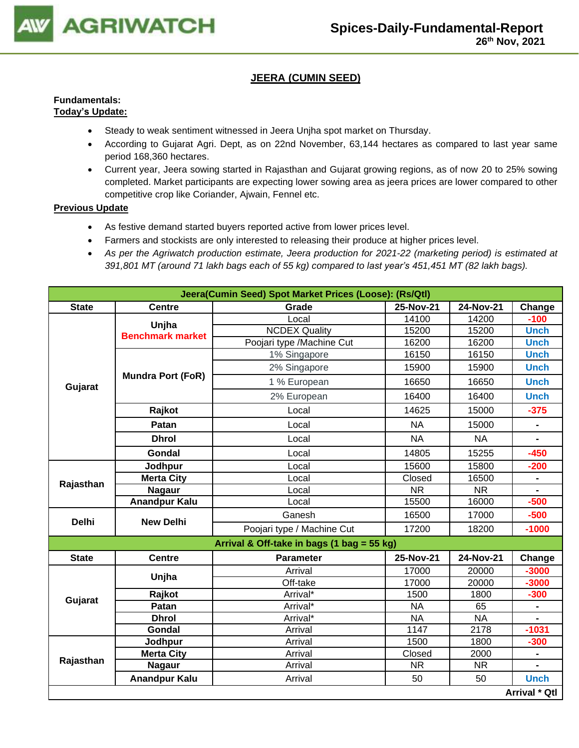# JEERA (CUMIN SEED)

**Fundamentals:**

**Today's Update:**

- Steady to weak sentiment witnessed in Jeera Unjha spot market on Thursday.
- According to Gujarat Agri. Dept, as on 22nd November, 63,144 hectares as compared to last year same period 168,360 hectares.
- Current year, Jeera sowing started in Rajasthan and Gujarat growing regions, as of now 20 to 25% sowing completed. Market participants are expecting lower sowing area as jeera prices are lower compared to other competitive crop like Coriander, Ajwain, Fennel etc.

**Previous Update**

- As festive demand started buyers reported active from lower prices level.
- Farmers and stockists are only interested to releasing their produce at higher prices level.
- *As per the Agriwatch production estimate, Jeera production for 2021-22 (marketing period) is estimated at 391,801 MT (around 71 lakh bags each of 55 kg) compared to last year's 451,451 MT (82 lakh bags).*

| Jeera(Cumin Seed) Spot Market Prices (Loose): (Rs/Qtl) | | | | | |
|---|---|---|---|---|---|
| **State** | **Centre** | **Grade** | **25-Nov-21** | **24-Nov-21** | **Change** |
| Gujarat | Unjha Benchmark market | Local | 14100 | 14200 | -100 |
| | | NCDEX Quality | 15200 | 15200 | Unch |
| | | Poojari type /Machine Cut | 16200 | 16200 | Unch |
| | Mundra Port (FoR) | 1% Singapore | 16150 | 16150 | Unch |
| | | 2% Singapore | 15900 | 15900 | Unch |
| | | 1 % European | 16650 | 16650 | Unch |
| | | 2% European | 16400 | 16400 | Unch |
| | Rajkot | Local | 14625 | 15000 | -375 |
| | Patan | Local | NA | 15000 | - |
| | Dhrol | Local | NA | NA | - |
| | Gondal | Local | 14805 | 15255 | -450 |
| Rajasthan | Jodhpur | Local | 15600 | 15800 | -200 |
| | Merta City | Local | Closed | 16500 | - |
| | Nagaur | Local | NR | NR | - |
| | Anandpur Kalu | Local | 15500 | 16000 | -500 |
| Delhi | New Delhi | Ganesh | 16500 | 17000 | -500 |
| | | Poojari type / Machine Cut | 17200 | 18200 | -1000 |
| **Arrival & Off-take in bags (1 bag = 55 kg)** | | | | | |
| **State** | **Centre** | **Parameter** | **25-Nov-21** | **24-Nov-21** | **Change** |
| Gujarat | Unjha | Arrival | 17000 | 20000 | -3000 |
| | | Off-take | 17000 | 20000 | -3000 |
| | Rajkot | Arrival* | 1500 | 1800 | -300 |
| | Patan | Arrival* | NA | 65 | - |
| | Dhrol | Arrival* | NA | NA | - |
| | Gondal | Arrival | 1147 | 2178 | -1031 |
| Rajasthan | Jodhpur | Arrival | 1500 | 1800 | -300 |
| | Merta City | Arrival | Closed | 2000 | - |
| | Nagaur | Arrival | NR | NR | - |
| | Anandpur Kalu | Arrival | 50 | 50 | Unch |
| | | | | | **Arrival * Qtl** |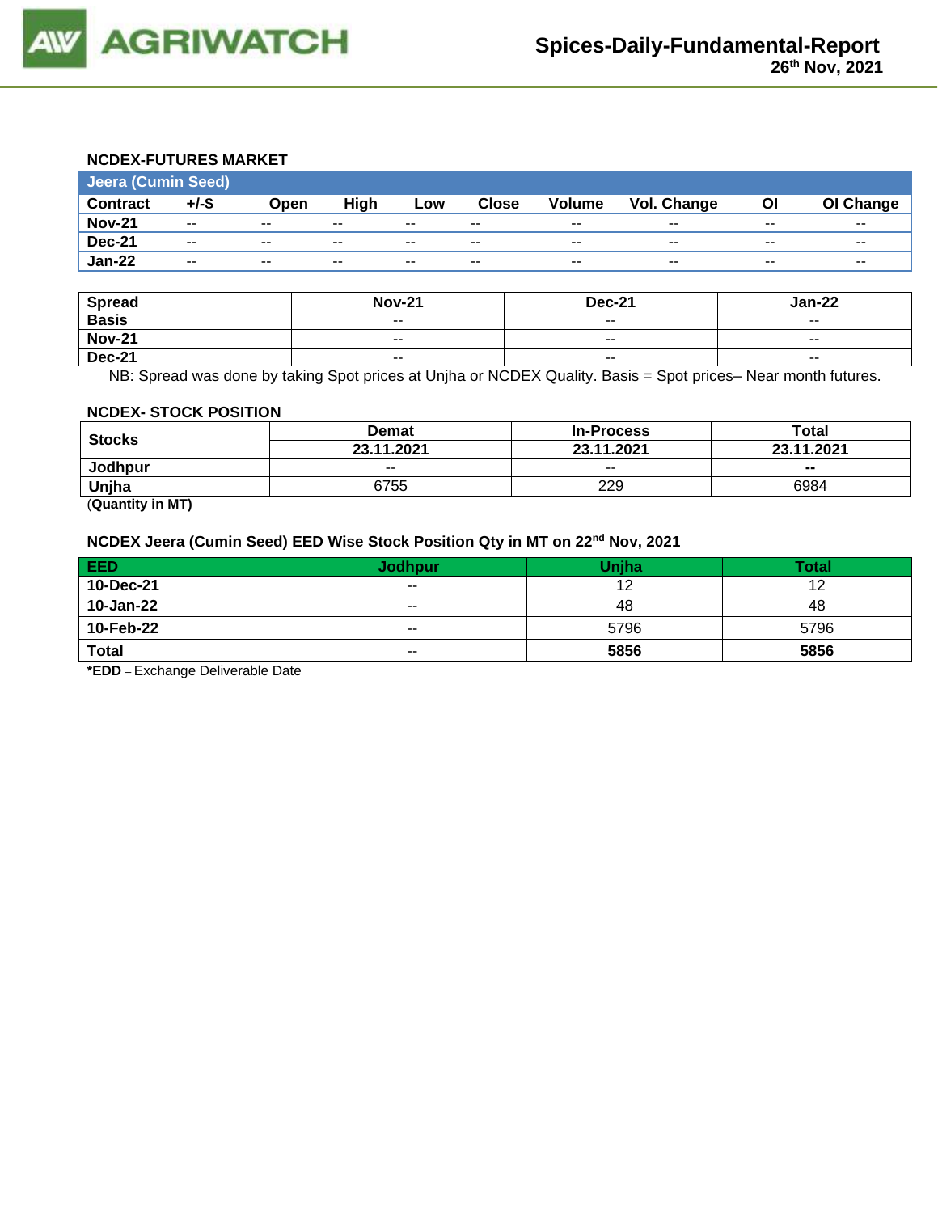## NCDEX-FUTURES MARKET

| Jeera (Cumin Seed) | | | | | | | | | |
|---|---|---|---|---|---|---|---|---|---|
| **Contract** | **+/-$** | **Open** | **High** | **Low** | **Close** | **Volume** | **Vol. Change** | **OI** | **OI Change** |
| **Nov-21** | -- | -- | -- | -- | -- | -- | -- | -- | -- |
| **Dec-21** | -- | -- | -- | -- | -- | -- | -- | -- | -- |
| **Jan-22** | -- | -- | -- | -- | -- | -- | -- | -- | -- |

| Spread | Nov-21 | Dec-21 | Jan-22 |
|---|---|---|---|
| **Basis** | -- | -- | -- |
| **Nov-21** | -- | -- | -- |
| **Dec-21** | -- | -- | -- |

NB: Spread was done by taking Spot prices at Unjha or NCDEX Quality. Basis = Spot prices– Near month futures.

## NCDEX- STOCK POSITION

| Stocks | Demat | In-Process | Total |
|---|---|---|---|
| | **23.11.2021** | **23.11.2021** | **23.11.2021** |
| **Jodhpur** | -- | -- | **--** |
| **Unjha** | 6755 | 229 | 6984 |

(**Quantity in MT)**

## NCDEX Jeera (Cumin Seed) EED Wise Stock Position Qty in MT on 22nd Nov, 2021

| EED | Jodhpur | Unjha | Total |
|---|---|---|---|
| **10-Dec-21** | -- | 12 | 12 |
| **10-Jan-22** | -- | 48 | 48 |
| **10-Feb-22** | -- | 5796 | 5796 |
| **Total** | -- | **5856** | **5856** |

***EDD** – Exchange Deliverable Date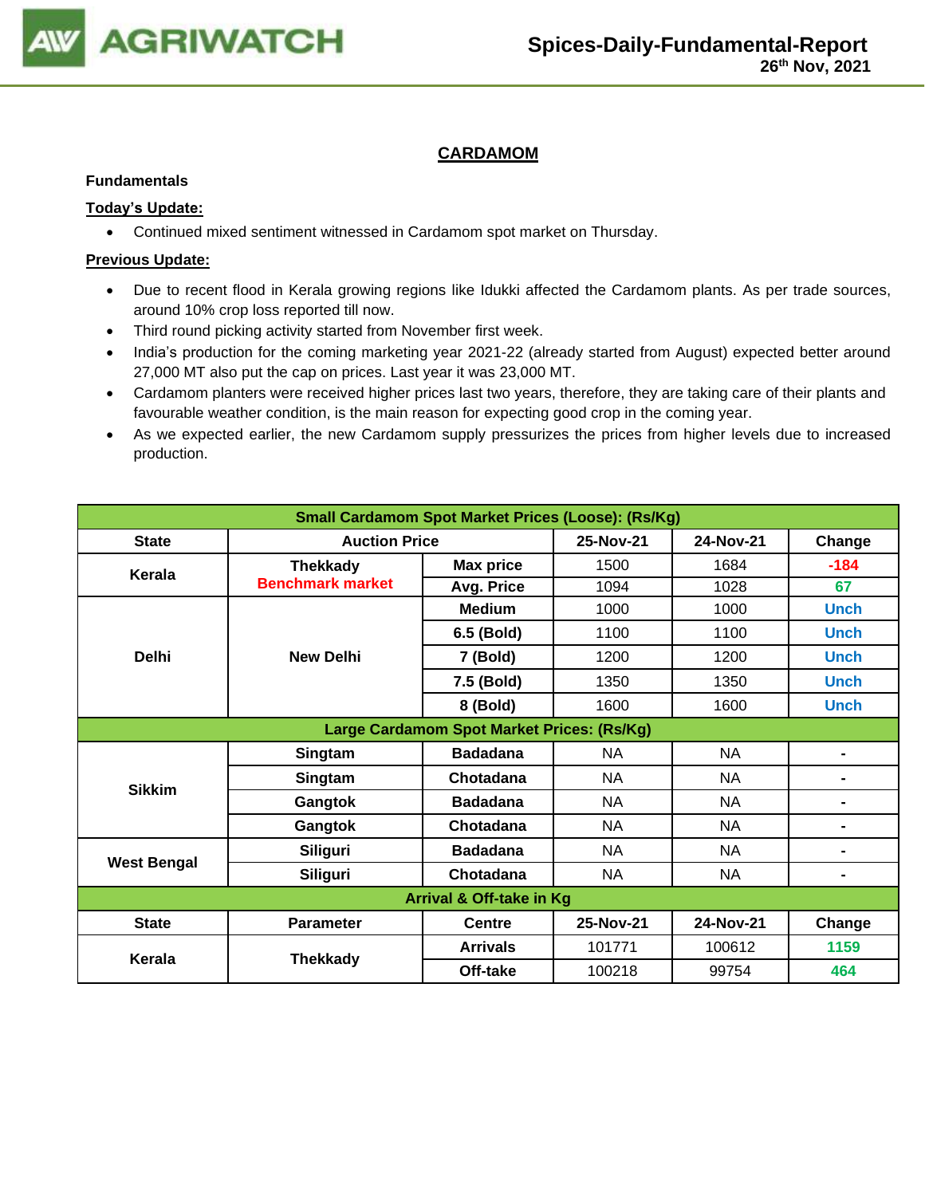## CARDAMOM

**Fundamentals**

**Today's Update:**

- Continued mixed sentiment witnessed in Cardamom spot market on Thursday.

**Previous Update:**

- Due to recent flood in Kerala growing regions like Idukki affected the Cardamom plants. As per trade sources, around 10% crop loss reported till now.
- Third round picking activity started from November first week.
- India's production for the coming marketing year 2021-22 (already started from August) expected better around 27,000 MT also put the cap on prices. Last year it was 23,000 MT.
- Cardamom planters were received higher prices last two years, therefore, they are taking care of their plants and favourable weather condition, is the main reason for expecting good crop in the coming year.
- As we expected earlier, the new Cardamom supply pressurizes the prices from higher levels due to increased production.

| Small Cardamom Spot Market Prices (Loose): (Rs/Kg) | | | | | |
|---|---|---|---|---|---|
| **State** | **Auction Price** | | **25-Nov-21** | **24-Nov-21** | **Change** |
| **Kerala** | **Thekkady Benchmark market** | **Max price** | 1500 | 1684 | -184 |
| | | **Avg. Price** | 1094 | 1028 | 67 |
| **Delhi** | **New Delhi** | **Medium** | 1000 | 1000 | Unch |
| | | **6.5 (Bold)** | 1100 | 1100 | Unch |
| | | **7 (Bold)** | 1200 | 1200 | Unch |
| | | **7.5 (Bold)** | 1350 | 1350 | Unch |
| | | **8 (Bold)** | 1600 | 1600 | Unch |
| **Large Cardamom Spot Market Prices: (Rs/Kg)** | | | | | |
| **Sikkim** | **Singtam** | **Badadana** | NA | NA | - |
| | **Singtam** | **Chotadana** | NA | NA | - |
| | **Gangtok** | **Badadana** | NA | NA | - |
| | **Gangtok** | **Chotadana** | NA | NA | - |
| **West Bengal** | **Siliguri** | **Badadana** | NA | NA | - |
| | **Siliguri** | **Chotadana** | NA | NA | - |
| **Arrival & Off-take in Kg** | | | | | |
| **State** | **Parameter** | **Centre** | **25-Nov-21** | **24-Nov-21** | **Change** |
| **Kerala** | **Thekkady** | **Arrivals** | 101771 | 100612 | 1159 |
| | | **Off-take** | 100218 | 99754 | 464 |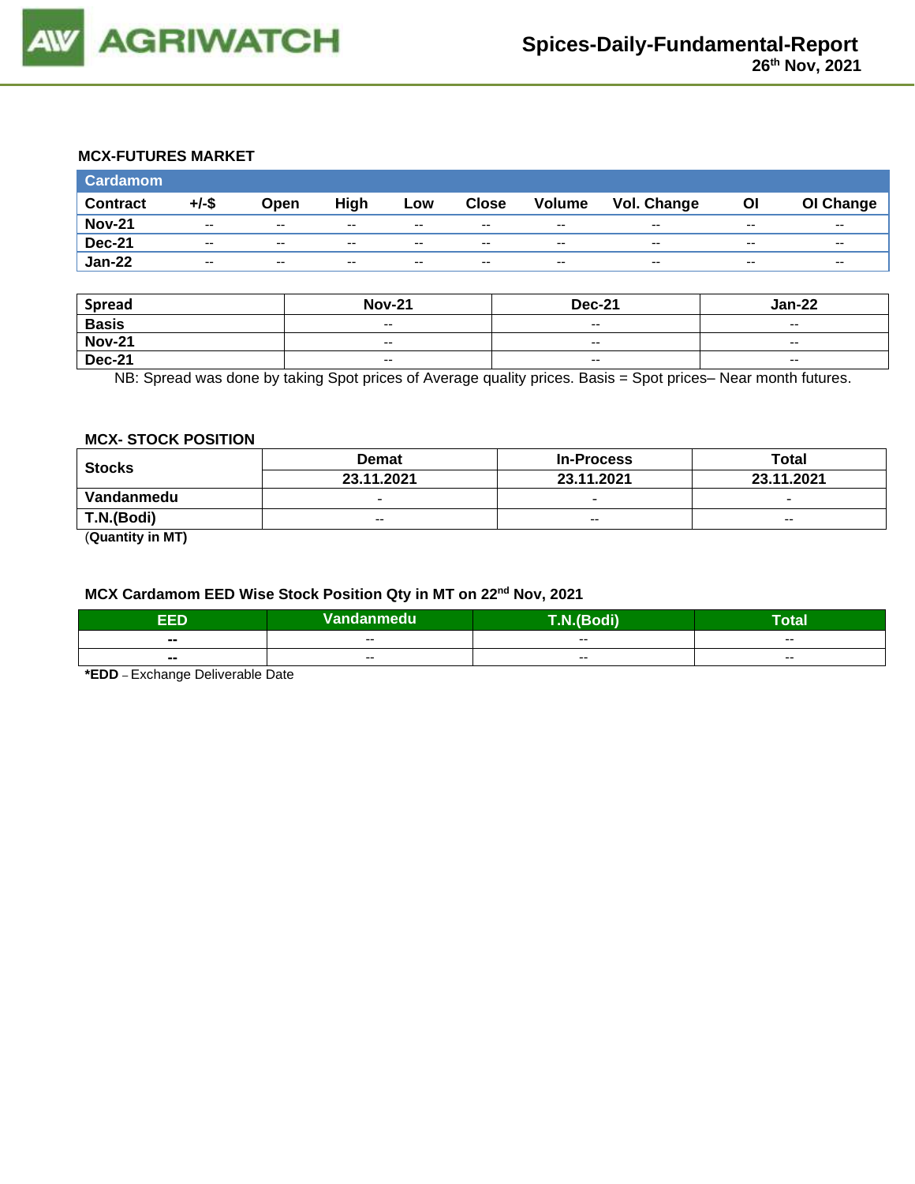### MCX-FUTURES MARKET

| Cardamom | | | | | | | | | |
|---|---|---|---|---|---|---|---|---|---|
| **Contract** | **+/-$** | **Open** | **High** | **Low** | **Close** | **Volume** | **Vol. Change** | **OI** | **OI Change** |
| **Nov-21** | -- | -- | -- | -- | -- | -- | -- | -- | -- |
| **Dec-21** | -- | -- | -- | -- | -- | -- | -- | -- | -- |
| **Jan-22** | -- | -- | -- | -- | -- | -- | -- | -- | -- |

| Spread | Nov-21 | Dec-21 | Jan-22 |
|---|---|---|---|
| **Basis** | -- | -- | -- |
| **Nov-21** | -- | -- | -- |
| **Dec-21** | -- | -- | -- |

NB: Spread was done by taking Spot prices of Average quality prices. Basis = Spot prices– Near month futures.

### MCX- STOCK POSITION

| Stocks | Demat | In-Process | Total |
|---|---|---|---|
| | **23.11.2021** | **23.11.2021** | **23.11.2021** |
| **Vandanmedu** | - | - | - |
| **T.N.(Bodi)** | -- | -- | -- |

(**Quantity in MT)**

### MCX Cardamom EED Wise Stock Position Qty in MT on 22nd Nov, 2021

| EED | Vandanmedu | T.N.(Bodi) | Total |
|---|---|---|---|
| -- | -- | -- | -- |
| -- | -- | -- | -- |

***EDD** – Exchange Deliverable Date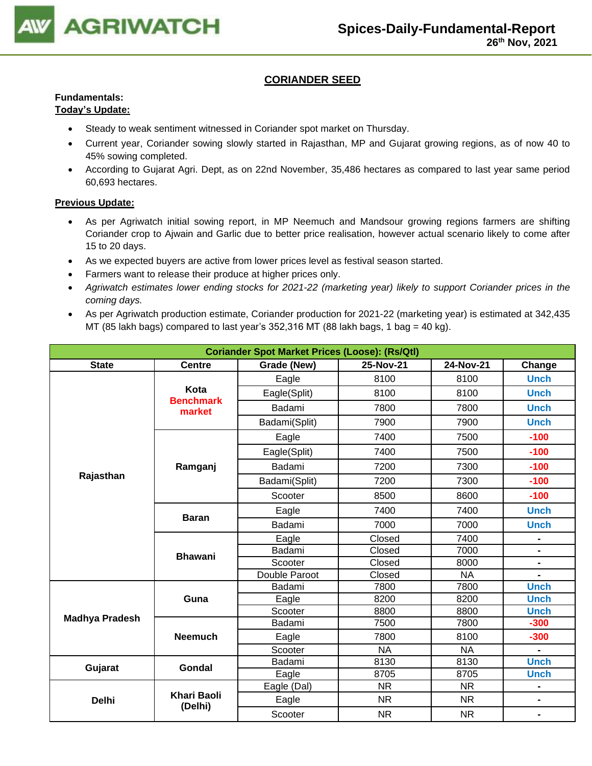## CORIANDER SEED

**Fundamentals:**

**Today's Update:**

- Steady to weak sentiment witnessed in Coriander spot market on Thursday.
- Current year, Coriander sowing slowly started in Rajasthan, MP and Gujarat growing regions, as of now 40 to 45% sowing completed.
- According to Gujarat Agri. Dept, as on 22nd November, 35,486 hectares as compared to last year same period 60,693 hectares.

**Previous Update:**

- As per Agriwatch initial sowing report, in MP Neemuch and Mandsour growing regions farmers are shifting Coriander crop to Ajwain and Garlic due to better price realisation, however actual scenario likely to come after 15 to 20 days.
- As we expected buyers are active from lower prices level as festival season started.
- Farmers want to release their produce at higher prices only.
- *Agriwatch estimates lower ending stocks for 2021-22 (marketing year) likely to support Coriander prices in the coming days.*
- As per Agriwatch production estimate, Coriander production for 2021-22 (marketing year) is estimated at 342,435 MT (85 lakh bags) compared to last year's 352,316 MT (88 lakh bags, 1 bag = 40 kg).

| Coriander Spot Market Prices (Loose): (Rs/Qtl) | | | | | |
|---|---|---|---|---|---|
| **State** | **Centre** | **Grade (New)** | **25-Nov-21** | **24-Nov-21** | **Change** |
| Rajasthan | Kota Benchmark market | Eagle | 8100 | 8100 | Unch |
| | | Eagle(Split) | 8100 | 8100 | Unch |
| | | Badami | 7800 | 7800 | Unch |
| | | Badami(Split) | 7900 | 7900 | Unch |
| | Ramganj | Eagle | 7400 | 7500 | -100 |
| | | Eagle(Split) | 7400 | 7500 | -100 |
| | | Badami | 7200 | 7300 | -100 |
| | | Badami(Split) | 7200 | 7300 | -100 |
| | | Scooter | 8500 | 8600 | -100 |
| | Baran | Eagle | 7400 | 7400 | Unch |
| | | Badami | 7000 | 7000 | Unch |
| | Bhawani | Eagle | Closed | 7400 | - |
| | | Badami | Closed | 7000 | - |
| | | Scooter | Closed | 8000 | - |
| | | Double Paroot | Closed | NA | - |
| Madhya Pradesh | Guna | Badami | 7800 | 7800 | Unch |
| | | Eagle | 8200 | 8200 | Unch |
| | | Scooter | 8800 | 8800 | Unch |
| | Neemuch | Badami | 7500 | 7800 | -300 |
| | | Eagle | 7800 | 8100 | -300 |
| | | Scooter | NA | NA | - |
| Gujarat | Gondal | Badami | 8130 | 8130 | Unch |
| | | Eagle | 8705 | 8705 | Unch |
| Delhi | Khari Baoli (Delhi) | Eagle (Dal) | NR | NR | - |
| | | Eagle | NR | NR | - |
| | | Scooter | NR | NR | - |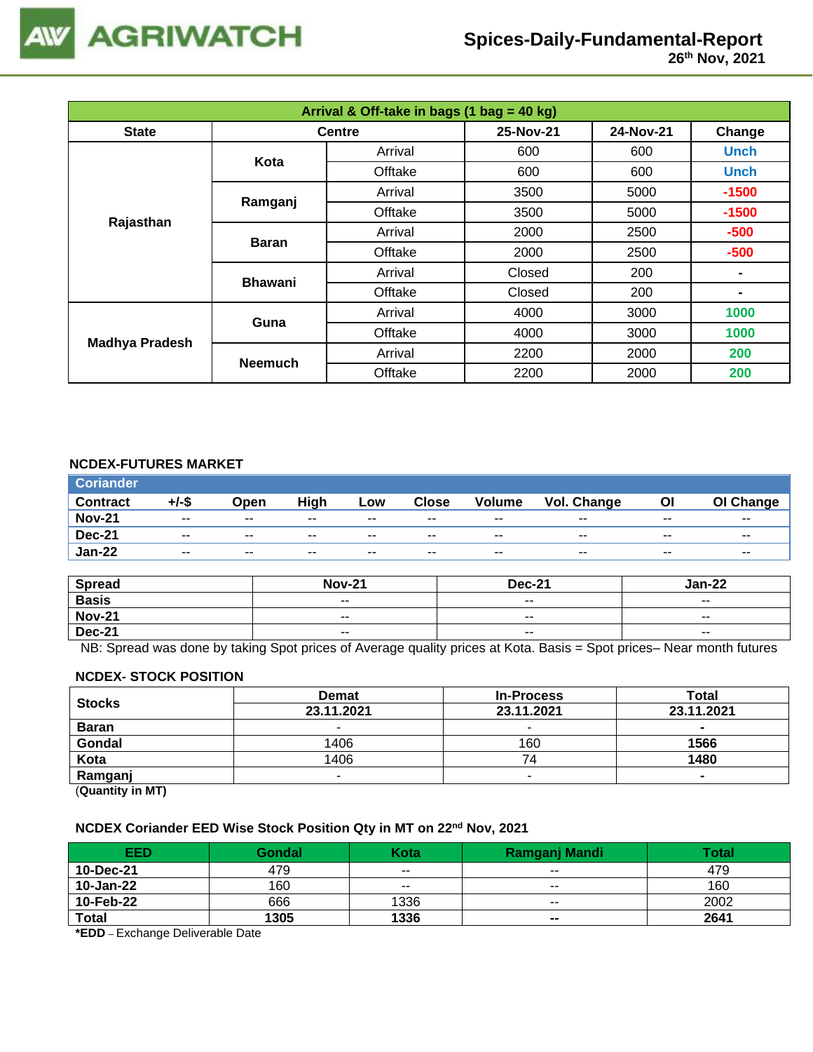| Arrival & Off-take in bags (1 bag = 40 kg) | | | | | |
|---|---|---|---|---|---|
| State | Centre | | 25-Nov-21 | 24-Nov-21 | Change |
| Rajasthan | Kota | Arrival | 600 | 600 | Unch |
| | | Offtake | 600 | 600 | Unch |
| | Ramganj | Arrival | 3500 | 5000 | -1500 |
| | | Offtake | 3500 | 5000 | -1500 |
| | Baran | Arrival | 2000 | 2500 | -500 |
| | | Offtake | 2000 | 2500 | -500 |
| | Bhawani | Arrival | Closed | 200 | - |
| | | Offtake | Closed | 200 | - |
| Madhya Pradesh | Guna | Arrival | 4000 | 3000 | 1000 |
| | | Offtake | 4000 | 3000 | 1000 |
| | Neemuch | Arrival | 2200 | 2000 | 200 |
| | | Offtake | 2200 | 2000 | 200 |

## NCDEX-FUTURES MARKET

| Coriander | | | | | | | | | |
|---|---|---|---|---|---|---|---|---|---|
| Contract | +/-$ | Open | High | Low | Close | Volume | Vol. Change | OI | OI Change |
| Nov-21 | -- | -- | -- | -- | -- | -- | -- | -- | -- |
| Dec-21 | -- | -- | -- | -- | -- | -- | -- | -- | -- |
| Jan-22 | -- | -- | -- | -- | -- | -- | -- | -- | -- |

| Spread | Nov-21 | Dec-21 | Jan-22 |
|---|---|---|---|
| Basis | -- | -- | -- |
| Nov-21 | -- | -- | -- |
| Dec-21 | -- | -- | -- |

NB: Spread was done by taking Spot prices of Average quality prices at Kota. Basis = Spot prices– Near month futures

## NCDEX- STOCK POSITION

| Stocks | Demat | In-Process | Total |
|---|---|---|---|
| | 23.11.2021 | 23.11.2021 | 23.11.2021 |
| Baran | - | - | - |
| Gondal | 1406 | 160 | **1566** |
| Kota | 1406 | 74 | **1480** |
| Ramganj | - | - | - |

(**Quantity in MT)**

## NCDEX Coriander EED Wise Stock Position Qty in MT on 22nd Nov, 2021

| EED | Gondal | Kota | Ramganj Mandi | Total |
|---|---|---|---|---|
| 10-Dec-21 | 479 | -- | -- | 479 |
| 10-Jan-22 | 160 | -- | -- | 160 |
| 10-Feb-22 | 666 | 1336 | -- | 2002 |
| **Total** | **1305** | **1336** | **--** | **2641** |

***EDD** – Exchange Deliverable Date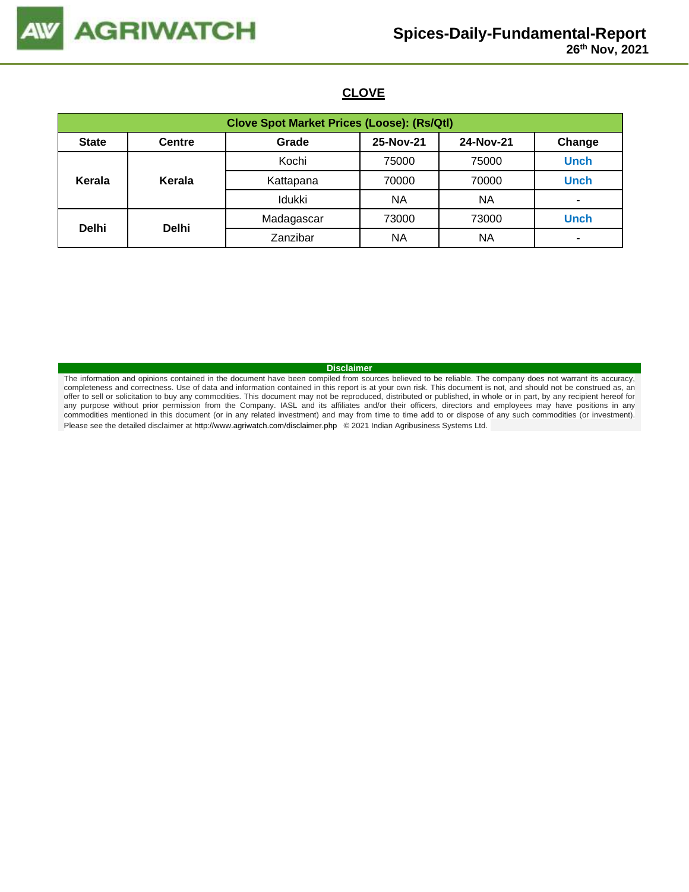## CLOVE

| Clove Spot Market Prices (Loose): (Rs/Qtl) | | | | | |
|---|---|---|---|---|---|
| **State** | **Centre** | **Grade** | **25-Nov-21** | **24-Nov-21** | **Change** |
| **Kerala** | **Kerala** | Kochi | 75000 | 75000 | **Unch** |
| | | Kattapana | 70000 | 70000 | **Unch** |
| | | Idukki | NA | NA | **-** |
| **Delhi** | **Delhi** | Madagascar | 73000 | 73000 | **Unch** |
| | | Zanzibar | NA | NA | **-** |

**Disclaimer**

The information and opinions contained in the document have been compiled from sources believed to be reliable. The company does not warrant its accuracy, completeness and correctness. Use of data and information contained in this report is at your own risk. This document is not, and should not be construed as, an offer to sell or solicitation to buy any commodities. This document may not be reproduced, distributed or published, in whole or in part, by any recipient hereof for any purpose without prior permission from the Company. IASL and its affiliates and/or their officers, directors and employees may have positions in any commodities mentioned in this document (or in any related investment) and may from time to time add to or dispose of any such commodities (or investment). Please see the detailed disclaimer at http://www.agriwatch.com/disclaimer.php © 2021 Indian Agribusiness Systems Ltd.